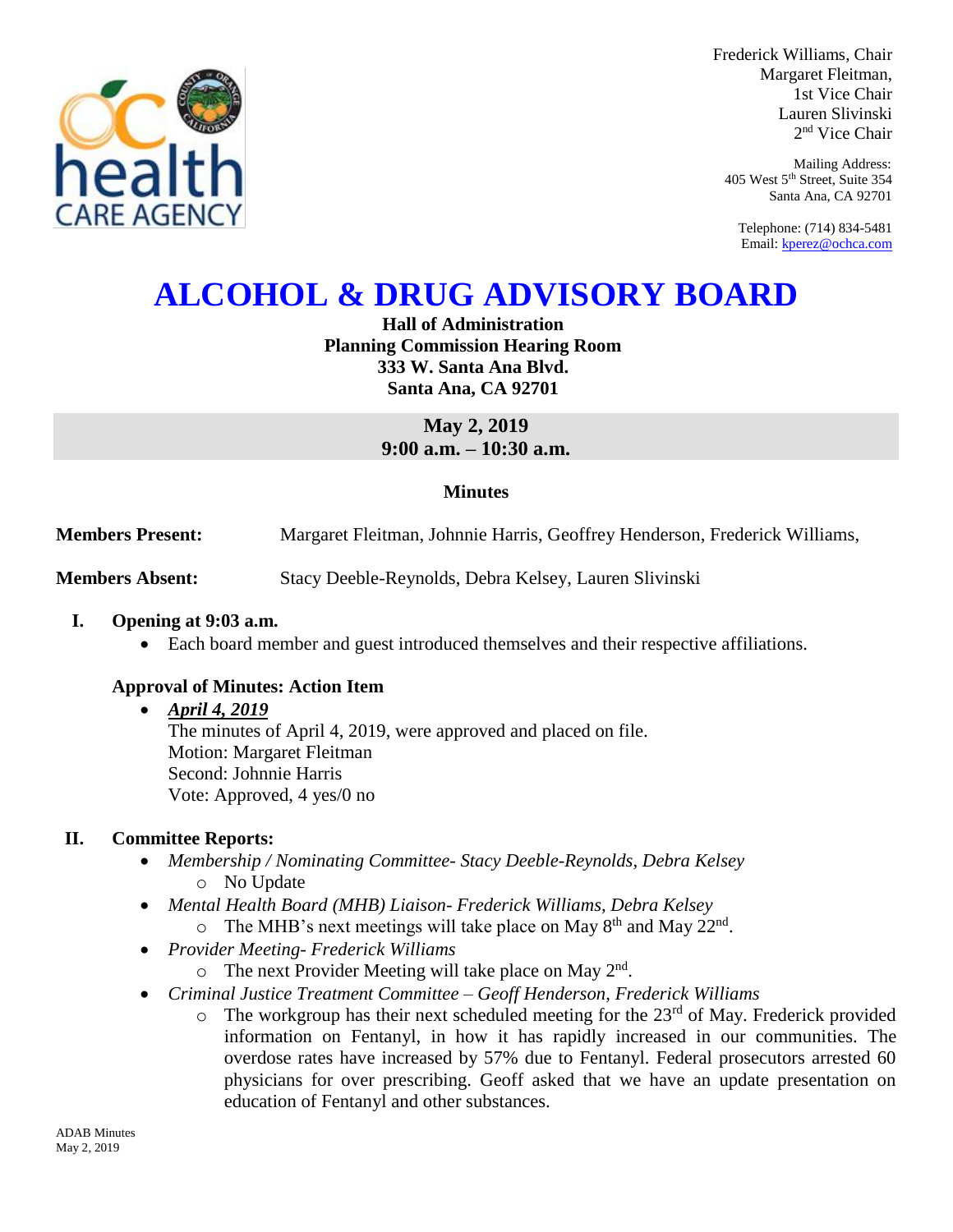Frederick Williams, Chair
Margaret Fleitman,
1st Vice Chair
Lauren Slivinski
2nd Vice Chair

Mailing Address:
405 West 5th Street, Suite 354
Santa Ana, CA 92701

Telephone: (714) 834-5481
Email: kperez@ochca.com

# ALCOHOL & DRUG ADVISORY BOARD

**Hall of Administration**
**Planning Commission Hearing Room**
**333 W. Santa Ana Blvd.**
**Santa Ana, CA 92701**

**May 2, 2019**
**9:00 a.m. – 10:30 a.m.**

**Minutes**

**Members Present:** Margaret Fleitman, Johnnie Harris, Geoffrey Henderson, Frederick Williams,

**Members Absent:** Stacy Deeble-Reynolds, Debra Kelsey, Lauren Slivinski

**I. Opening at 9:03 a.m.**

- Each board member and guest introduced themselves and their respective affiliations.

**Approval of Minutes: Action Item**

- ***April 4, 2019***
  The minutes of April 4, 2019, were approved and placed on file.
  Motion: Margaret Fleitman
  Second: Johnnie Harris
  Vote: Approved, 4 yes/0 no

**II. Committee Reports:**

- *Membership / Nominating Committee- Stacy Deeble-Reynolds, Debra Kelsey*
  - No Update
- *Mental Health Board (MHB) Liaison- Frederick Williams, Debra Kelsey*
  - The MHB's next meetings will take place on May 8th and May 22nd.
- *Provider Meeting- Frederick Williams*
  - The next Provider Meeting will take place on May 2nd.
- *Criminal Justice Treatment Committee – Geoff Henderson, Frederick Williams*
  - The workgroup has their next scheduled meeting for the 23rd of May. Frederick provided information on Fentanyl, in how it has rapidly increased in our communities. The overdose rates have increased by 57% due to Fentanyl. Federal prosecutors arrested 60 physicians for over prescribing. Geoff asked that we have an update presentation on education of Fentanyl and other substances.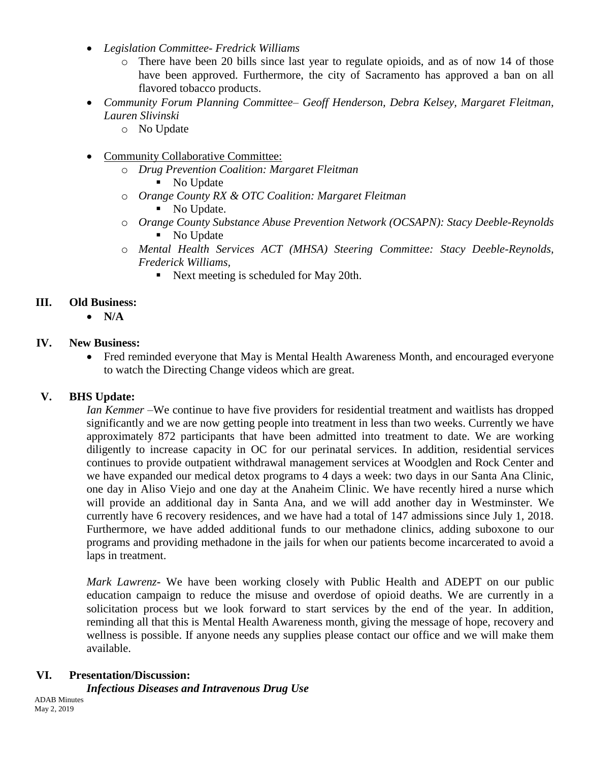- *Legislation Committee- Fredrick Williams*
  - There have been 20 bills since last year to regulate opioids, and as of now 14 of those have been approved. Furthermore, the city of Sacramento has approved a ban on all flavored tobacco products.
- *Community Forum Planning Committee– Geoff Henderson, Debra Kelsey, Margaret Fleitman, Lauren Slivinski*
  - No Update
- Community Collaborative Committee:
  - *Drug Prevention Coalition: Margaret Fleitman*
    - No Update
  - *Orange County RX & OTC Coalition: Margaret Fleitman*
    - No Update.
  - *Orange County Substance Abuse Prevention Network (OCSAPN): Stacy Deeble-Reynolds*
    - No Update
  - *Mental Health Services ACT (MHSA) Steering Committee: Stacy Deeble-Reynolds, Frederick Williams,*
    - Next meeting is scheduled for May 20th.

## III. Old Business:

- **N/A**

## IV. New Business:

- Fred reminded everyone that May is Mental Health Awareness Month, and encouraged everyone to watch the Directing Change videos which are great.

## V. BHS Update:

*Ian Kemmer* –We continue to have five providers for residential treatment and waitlists has dropped significantly and we are now getting people into treatment in less than two weeks. Currently we have approximately 872 participants that have been admitted into treatment to date. We are working diligently to increase capacity in OC for our perinatal services. In addition, residential services continues to provide outpatient withdrawal management services at Woodglen and Rock Center and we have expanded our medical detox programs to 4 days a week: two days in our Santa Ana Clinic, one day in Aliso Viejo and one day at the Anaheim Clinic. We have recently hired a nurse which will provide an additional day in Santa Ana, and we will add another day in Westminster. We currently have 6 recovery residences, and we have had a total of 147 admissions since July 1, 2018. Furthermore, we have added additional funds to our methadone clinics, adding suboxone to our programs and providing methadone in the jails for when our patients become incarcerated to avoid a laps in treatment.

*Mark Lawrenz*- We have been working closely with Public Health and ADEPT on our public education campaign to reduce the misuse and overdose of opioid deaths. We are currently in a solicitation process but we look forward to start services by the end of the year. In addition, reminding all that this is Mental Health Awareness month, giving the message of hope, recovery and wellness is possible. If anyone needs any supplies please contact our office and we will make them available.

## VI. Presentation/Discussion:

***Infectious Diseases and Intravenous Drug Use***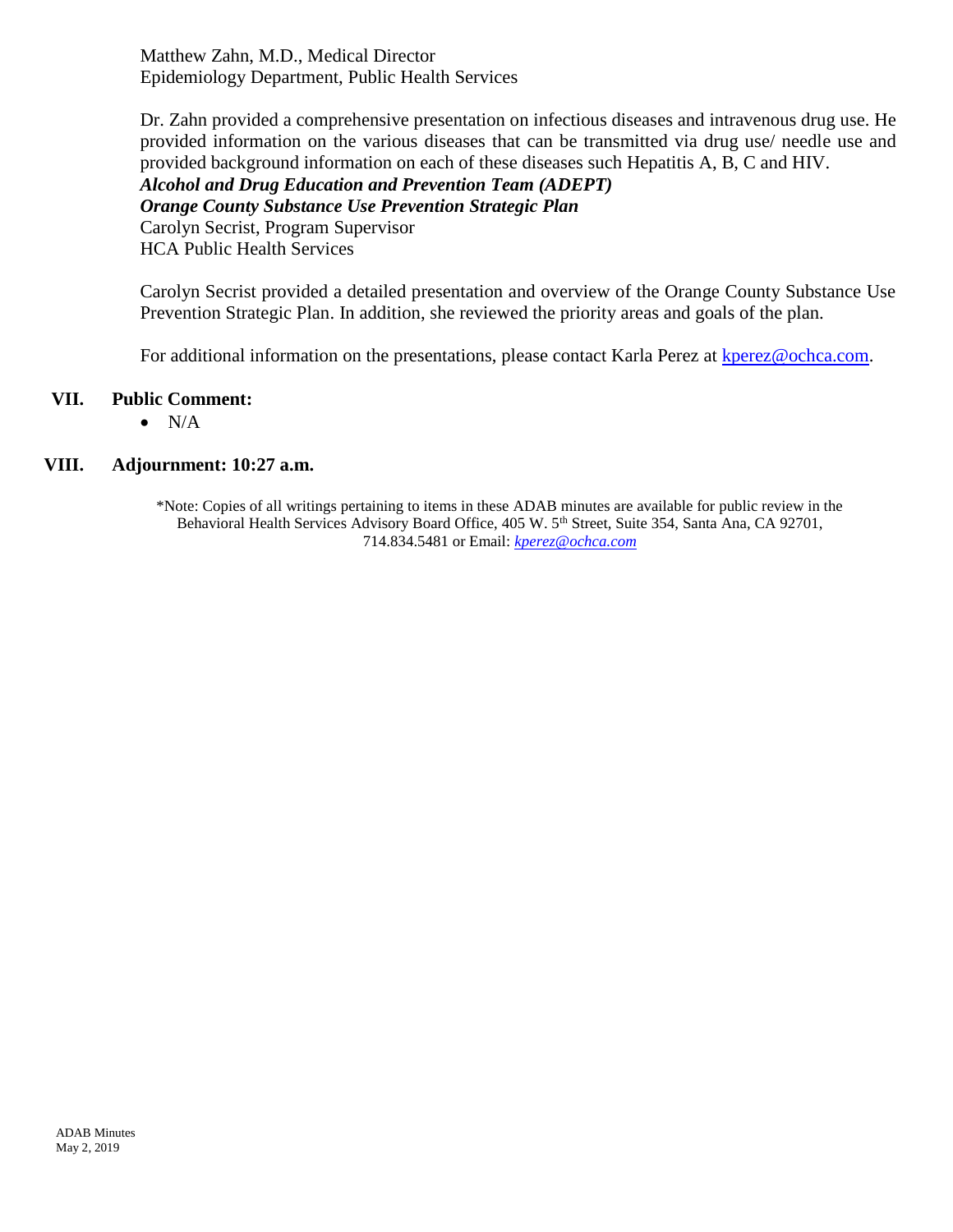Matthew Zahn, M.D., Medical Director
Epidemiology Department, Public Health Services

Dr. Zahn provided a comprehensive presentation on infectious diseases and intravenous drug use. He provided information on the various diseases that can be transmitted via drug use/ needle use and provided background information on each of these diseases such Hepatitis A, B, C and HIV.

***Alcohol and Drug Education and Prevention Team (ADEPT)***
***Orange County Substance Use Prevention Strategic Plan***
Carolyn Secrist, Program Supervisor
HCA Public Health Services

Carolyn Secrist provided a detailed presentation and overview of the Orange County Substance Use Prevention Strategic Plan. In addition, she reviewed the priority areas and goals of the plan.

For additional information on the presentations, please contact Karla Perez at kperez@ochca.com.

## VII. Public Comment:

- N/A

## VIII. Adjournment: 10:27 a.m.

*Note: Copies of all writings pertaining to items in these ADAB minutes are available for public review in the Behavioral Health Services Advisory Board Office, 405 W. 5th Street, Suite 354, Santa Ana, CA 92701, 714.834.5481 or Email: *kperez@ochca.com*